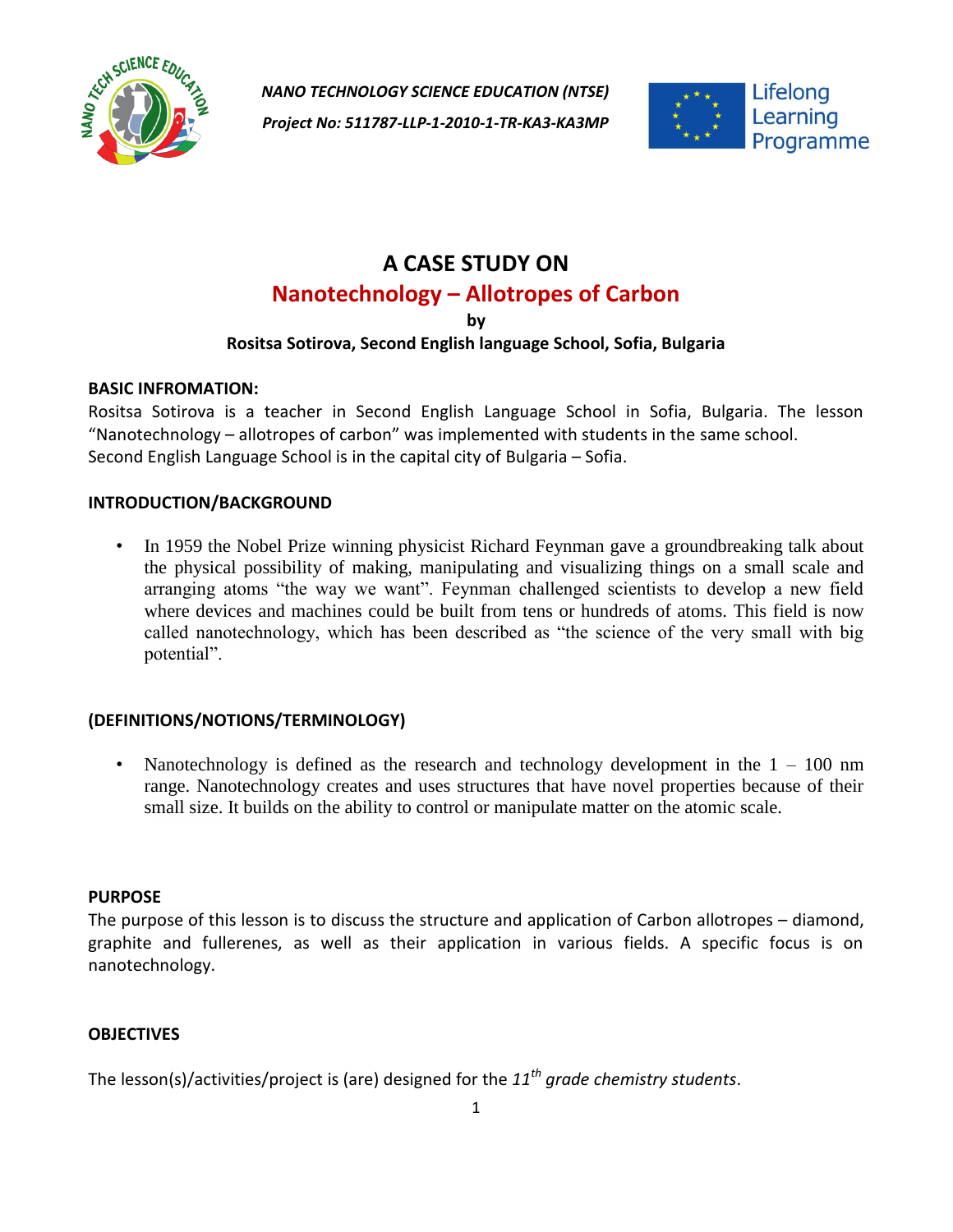*NANO TECHNOLOGY SCIENCE EDUCATION (NTSE)*

*Project No: 511787-LLP-1-2010-1-TR-KA3-KA3MP*

Lifelong Learning Programme

# A CASE STUDY ON
## Nanotechnology – Allotropes of Carbon

**by**

**Rositsa Sotirova, Second English language School, Sofia, Bulgaria**

**BASIC INFROMATION:**

Rositsa Sotirova is a teacher in Second English Language School in Sofia, Bulgaria. The lesson "Nanotechnology – allotropes of carbon" was implemented with students in the same school. Second English Language School is in the capital city of Bulgaria – Sofia.

**INTRODUCTION/BACKGROUND**

- In 1959 the Nobel Prize winning physicist Richard Feynman gave a groundbreaking talk about the physical possibility of making, manipulating and visualizing things on a small scale and arranging atoms "the way we want". Feynman challenged scientists to develop a new field where devices and machines could be built from tens or hundreds of atoms. This field is now called nanotechnology, which has been described as "the science of the very small with big potential".

**(DEFINITIONS/NOTIONS/TERMINOLOGY)**

- Nanotechnology is defined as the research and technology development in the 1 – 100 nm range. Nanotechnology creates and uses structures that have novel properties because of their small size. It builds on the ability to control or manipulate matter on the atomic scale.

**PURPOSE**

The purpose of this lesson is to discuss the structure and application of Carbon allotropes – diamond, graphite and fullerenes, as well as their application in various fields. A specific focus is on nanotechnology.

**OBJECTIVES**

The lesson(s)/activities/project is (are) designed for the *11th grade chemistry students*.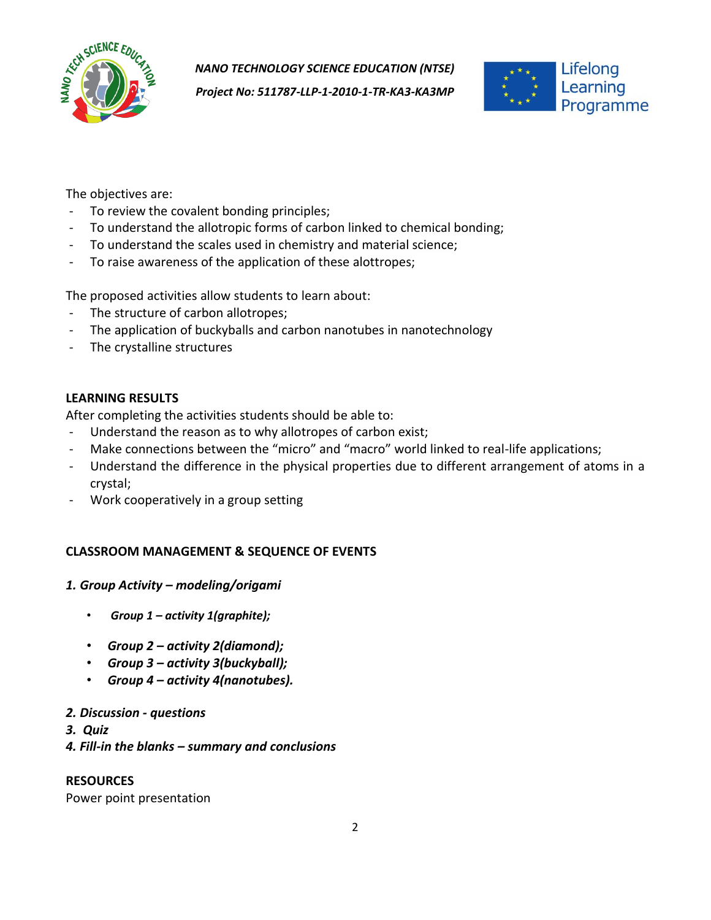The objectives are:

- To review the covalent bonding principles;
- To understand the allotropic forms of carbon linked to chemical bonding;
- To understand the scales used in chemistry and material science;
- To raise awareness of the application of these alottropes;

The proposed activities allow students to learn about:

- The structure of carbon allotropes;
- The application of buckyballs and carbon nanotubes in nanotechnology
- The crystalline structures

## LEARNING RESULTS

After completing the activities students should be able to:

- Understand the reason as to why allotropes of carbon exist;
- Make connections between the "micro" and "macro" world linked to real-life applications;
- Understand the difference in the physical properties due to different arrangement of atoms in a crystal;
- Work cooperatively in a group setting

## CLASSROOM MANAGEMENT & SEQUENCE OF EVENTS

***1. Group Activity – modeling/origami***

- ***Group 1 – activity 1(graphite);***
- ***Group 2 – activity 2(diamond);***
- ***Group 3 – activity 3(buckyball);***
- ***Group 4 – activity 4(nanotubes).***

***2. Discussion - questions***

***3. Quiz***

***4. Fill-in the blanks – summary and conclusions***

## RESOURCES

Power point presentation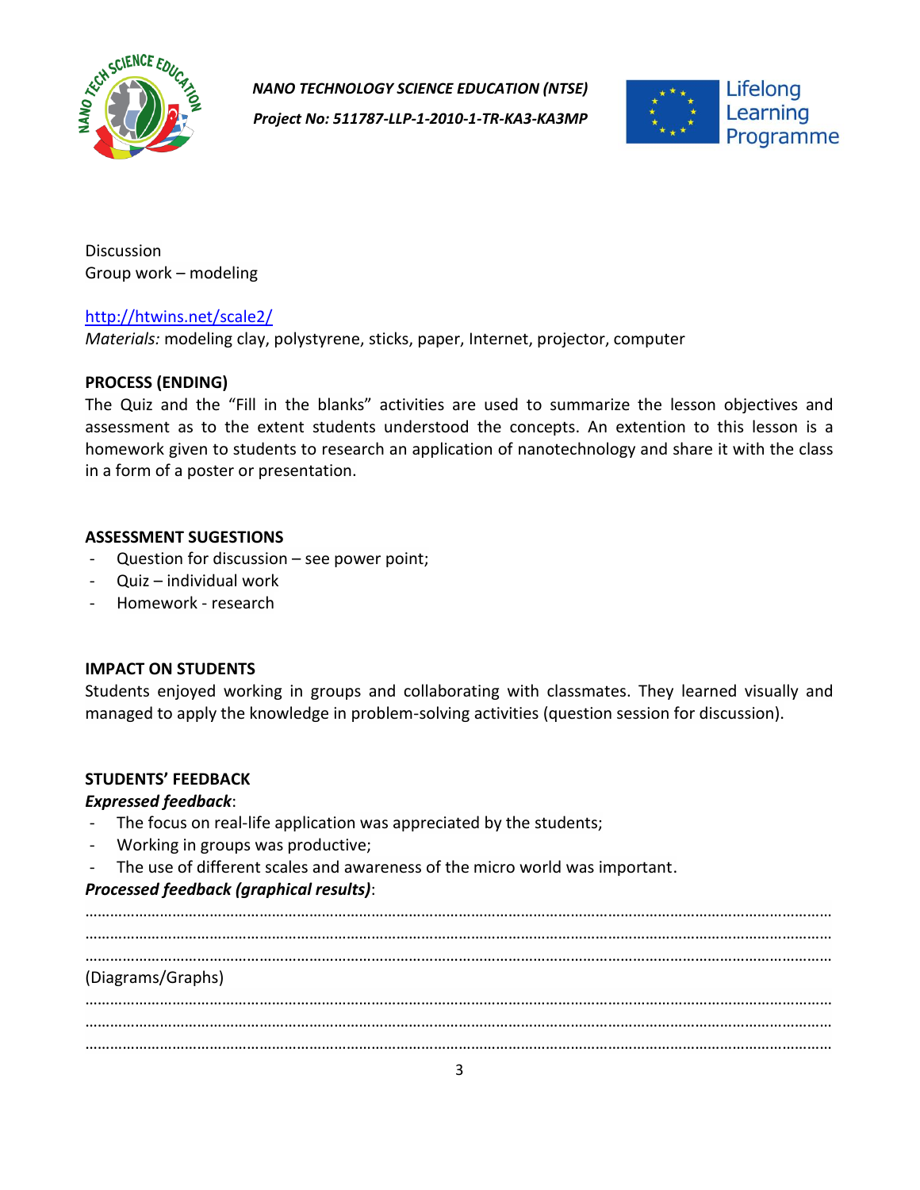Discussion
Group work – modeling

[http://htwins.net/scale2/](http://htwins.net/scale2/)
*Materials:* modeling clay, polystyrene, sticks, paper, Internet, projector, computer

**PROCESS (ENDING)**
The Quiz and the "Fill in the blanks" activities are used to summarize the lesson objectives and assessment as to the extent students understood the concepts. An extention to this lesson is a homework given to students to research an application of nanotechnology and share it with the class in a form of a poster or presentation.

**ASSESSMENT SUGESTIONS**

- Question for discussion – see power point;
- Quiz – individual work
- Homework - research

**IMPACT ON STUDENTS**
Students enjoyed working in groups and collaborating with classmates. They learned visually and managed to apply the knowledge in problem-solving activities (question session for discussion).

**STUDENTS' FEEDBACK**
***Expressed feedback***:

- The focus on real-life application was appreciated by the students;
- Working in groups was productive;
- The use of different scales and awareness of the micro world was important.

***Processed feedback (graphical results)***:
………………………………………………………………………………………………………………………………………………
………………………………………………………………………………………………………………………………………………
………………………………………………………………………………………………………………………………………………
(Diagrams/Graphs)
………………………………………………………………………………………………………………………………………………
………………………………………………………………………………………………………………………………………………
………………………………………………………………………………………………………………………………………………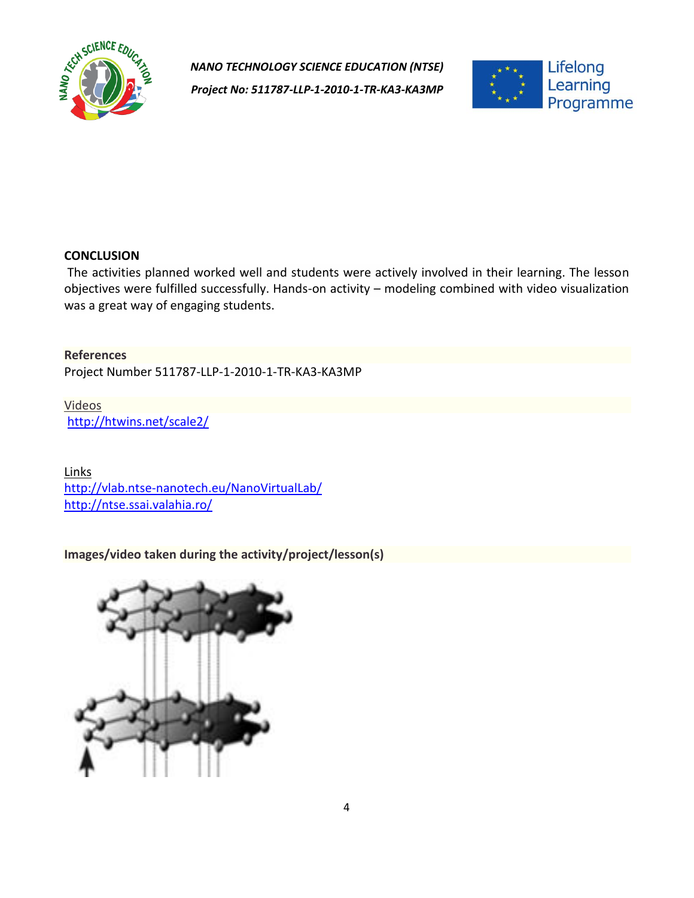## CONCLUSION

The activities planned worked well and students were actively involved in their learning. The lesson objectives were fulfilled successfully. Hands-on activity – modeling combined with video visualization was a great way of engaging students.

**References**

Project Number 511787-LLP-1-2010-1-TR-KA3-KA3MP

Videos

http://htwins.net/scale2/

Links

http://vlab.ntse-nanotech.eu/NanoVirtualLab/

http://ntse.ssai.valahia.ro/

**Images/video taken during the activity/project/lesson(s)**